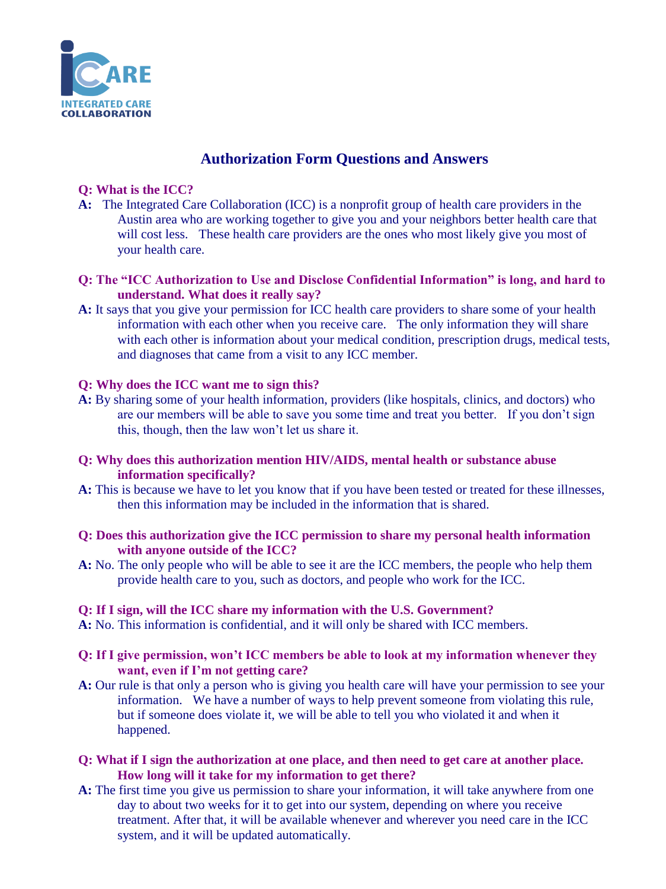# Authorization Form Questions and Answers

**Q: What is the ICC?**

**A:** The Integrated Care Collaboration (ICC) is a nonprofit group of health care providers in the Austin area who are working together to give you and your neighbors better health care that will cost less. These health care providers are the ones who most likely give you most of your health care.

**Q: The "ICC Authorization to Use and Disclose Confidential Information" is long, and hard to understand. What does it really say?**

**A:** It says that you give your permission for ICC health care providers to share some of your health information with each other when you receive care. The only information they will share with each other is information about your medical condition, prescription drugs, medical tests, and diagnoses that came from a visit to any ICC member.

**Q: Why does the ICC want me to sign this?**

**A:** By sharing some of your health information, providers (like hospitals, clinics, and doctors) who are our members will be able to save you some time and treat you better. If you don't sign this, though, then the law won't let us share it.

**Q: Why does this authorization mention HIV/AIDS, mental health or substance abuse information specifically?**

**A:** This is because we have to let you know that if you have been tested or treated for these illnesses, then this information may be included in the information that is shared.

**Q: Does this authorization give the ICC permission to share my personal health information with anyone outside of the ICC?**

**A:** No. The only people who will be able to see it are the ICC members, the people who help them provide health care to you, such as doctors, and people who work for the ICC.

**Q: If I sign, will the ICC share my information with the U.S. Government?**

**A:** No. This information is confidential, and it will only be shared with ICC members.

**Q: If I give permission, won't ICC members be able to look at my information whenever they want, even if I'm not getting care?**

**A:** Our rule is that only a person who is giving you health care will have your permission to see your information. We have a number of ways to help prevent someone from violating this rule, but if someone does violate it, we will be able to tell you who violated it and when it happened.

**Q: What if I sign the authorization at one place, and then need to get care at another place. How long will it take for my information to get there?**

**A:** The first time you give us permission to share your information, it will take anywhere from one day to about two weeks for it to get into our system, depending on where you receive treatment. After that, it will be available whenever and wherever you need care in the ICC system, and it will be updated automatically.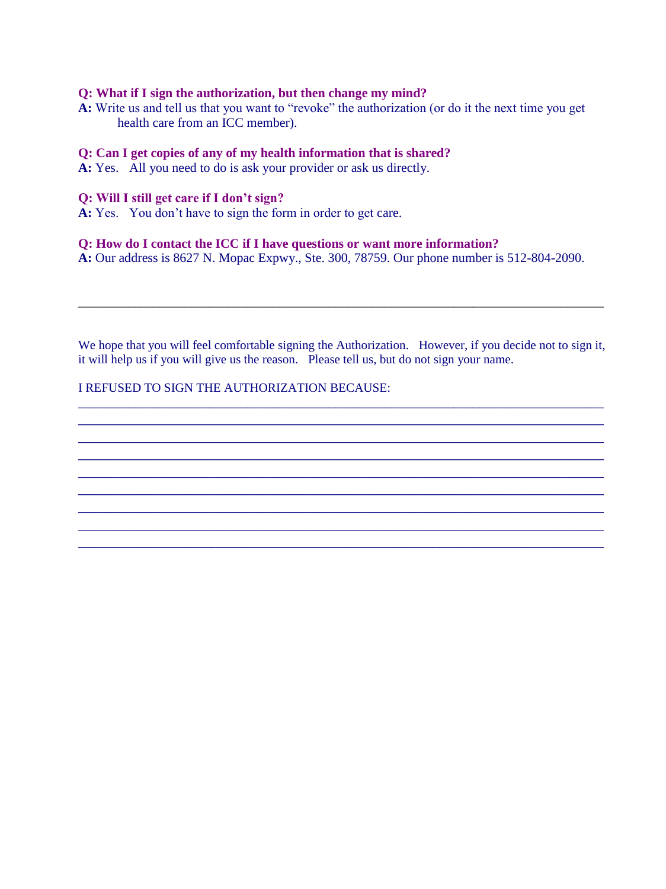**Q: What if I sign the authorization, but then change my mind?**
**A:** Write us and tell us that you want to "revoke" the authorization (or do it the next time you get health care from an ICC member).

**Q: Can I get copies of any of my health information that is shared?**
**A:** Yes. All you need to do is ask your provider or ask us directly.

**Q: Will I still get care if I don't sign?**
**A:** Yes. You don't have to sign the form in order to get care.

**Q: How do I contact the ICC if I have questions or want more information?**
**A:** Our address is 8627 N. Mopac Expwy., Ste. 300, 78759. Our phone number is 512-804-2090.

---

We hope that you will feel comfortable signing the Authorization. However, if you decide not to sign it, it will help us if you will give us the reason. Please tell us, but do not sign your name.

I REFUSED TO SIGN THE AUTHORIZATION BECAUSE:

______________________________________________________________________________
______________________________________________________________________________
______________________________________________________________________________
______________________________________________________________________________
______________________________________________________________________________
______________________________________________________________________________
______________________________________________________________________________
______________________________________________________________________________
______________________________________________________________________________